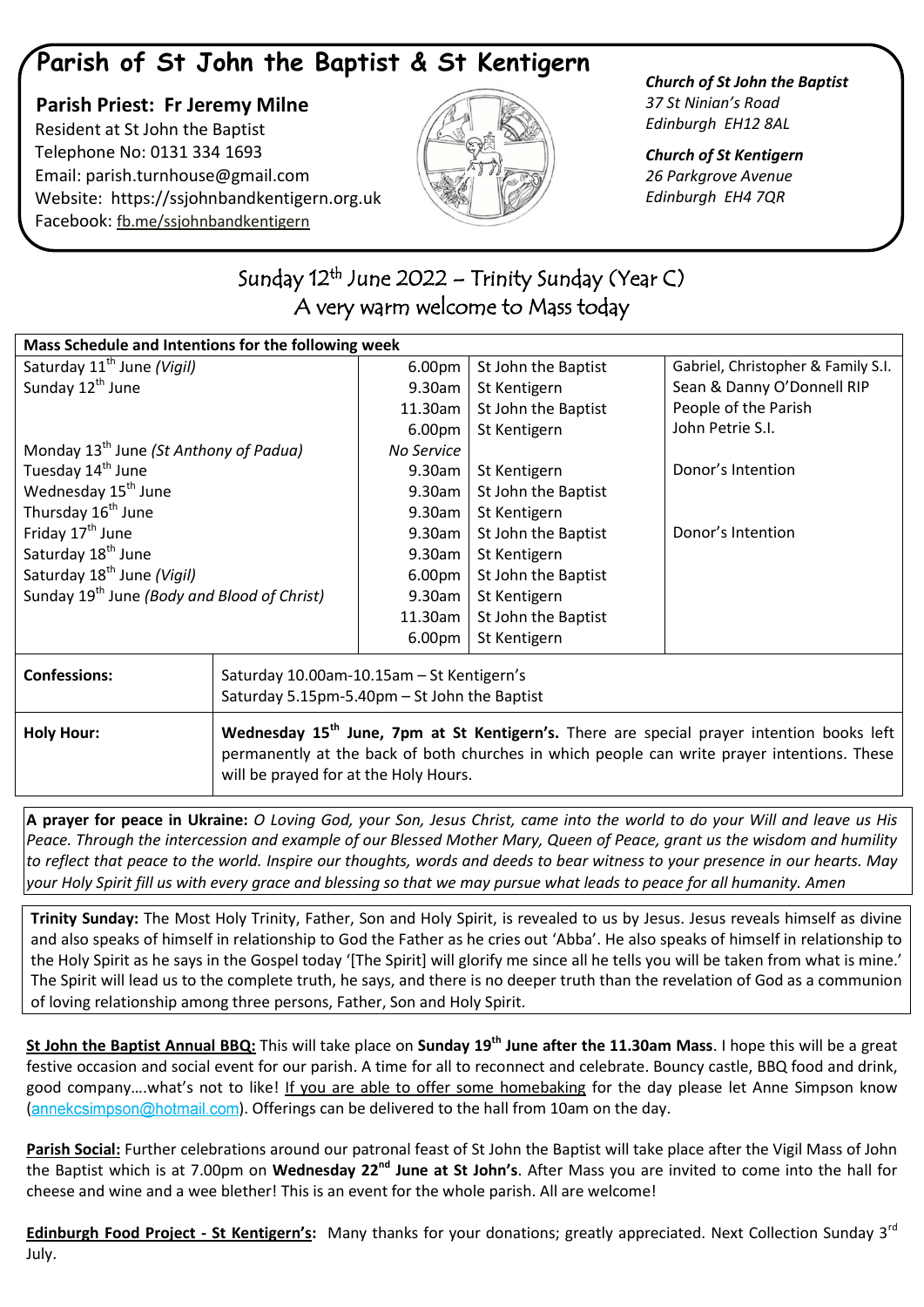# Parish of St John the Baptist & St Kentigern

**Parish Priest: Fr Jeremy Milne**
Resident at St John the Baptist
Telephone No: 0131 334 1693
Email: parish.turnhouse@gmail.com
Website: https://ssjohnbandkentigern.org.uk
Facebook: fb.me/ssjohnbandkentigern

***Church of St John the Baptist***
*37 St Ninian's Road*
*Edinburgh EH12 8AL*

***Church of St Kentigern***
*26 Parkgrove Avenue*
*Edinburgh EH4 7QR*

## Sunday 12th June 2022 – Trinity Sunday (Year C)

## A very warm welcome to Mass today

| Mass Schedule and Intentions for the following week | | | |
|---|---|---|---|
| Saturday 11th June *(Vigil)* | 6.00pm | St John the Baptist | Gabriel, Christopher & Family S.I. |
| Sunday 12th June | 9.30am | St Kentigern | Sean & Danny O'Donnell RIP |
| | 11.30am | St John the Baptist | People of the Parish |
| | 6.00pm | St Kentigern | John Petrie S.I. |
| Monday 13th June *(St Anthony of Padua)* | *No Service* | | |
| Tuesday 14th June | 9.30am | St Kentigern | Donor's Intention |
| Wednesday 15th June | 9.30am | St John the Baptist | |
| Thursday 16th June | 9.30am | St Kentigern | |
| Friday 17th June | 9.30am | St John the Baptist | Donor's Intention |
| Saturday 18th June | 9.30am | St Kentigern | |
| Saturday 18th June *(Vigil)* | 6.00pm | St John the Baptist | |
| Sunday 19th June *(Body and Blood of Christ)* | 9.30am | St Kentigern | |
| | 11.30am | St John the Baptist | |
| | 6.00pm | St Kentigern | |

| | |
|---|---|
| **Confessions:** | Saturday 10.00am-10.15am – St Kentigern's<br>Saturday 5.15pm-5.40pm – St John the Baptist |
| **Holy Hour:** | **Wednesday 15th June, 7pm at St Kentigern's.** There are special prayer intention books left permanently at the back of both churches in which people can write prayer intentions. These will be prayed for at the Holy Hours. |

**A prayer for peace in Ukraine:** *O Loving God, your Son, Jesus Christ, came into the world to do your Will and leave us His Peace. Through the intercession and example of our Blessed Mother Mary, Queen of Peace, grant us the wisdom and humility to reflect that peace to the world. Inspire our thoughts, words and deeds to bear witness to your presence in our hearts. May your Holy Spirit fill us with every grace and blessing so that we may pursue what leads to peace for all humanity. Amen*

**Trinity Sunday:** The Most Holy Trinity, Father, Son and Holy Spirit, is revealed to us by Jesus. Jesus reveals himself as divine and also speaks of himself in relationship to God the Father as he cries out 'Abba'. He also speaks of himself in relationship to the Holy Spirit as he says in the Gospel today '[The Spirit] will glorify me since all he tells you will be taken from what is mine.' The Spirit will lead us to the complete truth, he says, and there is no deeper truth than the revelation of God as a communion of loving relationship among three persons, Father, Son and Holy Spirit.

**St John the Baptist Annual BBQ:** This will take place on **Sunday 19th June after the 11.30am Mass**. I hope this will be a great festive occasion and social event for our parish. A time for all to reconnect and celebrate. Bouncy castle, BBQ food and drink, good company….what's not to like! If you are able to offer some homebaking for the day please let Anne Simpson know (annekcsimpson@hotmail.com). Offerings can be delivered to the hall from 10am on the day.

**Parish Social:** Further celebrations around our patronal feast of St John the Baptist will take place after the Vigil Mass of John the Baptist which is at 7.00pm on **Wednesday 22nd June at St John's**. After Mass you are invited to come into the hall for cheese and wine and a wee blether! This is an event for the whole parish. All are welcome!

**Edinburgh Food Project - St Kentigern's:** Many thanks for your donations; greatly appreciated. Next Collection Sunday 3rd July.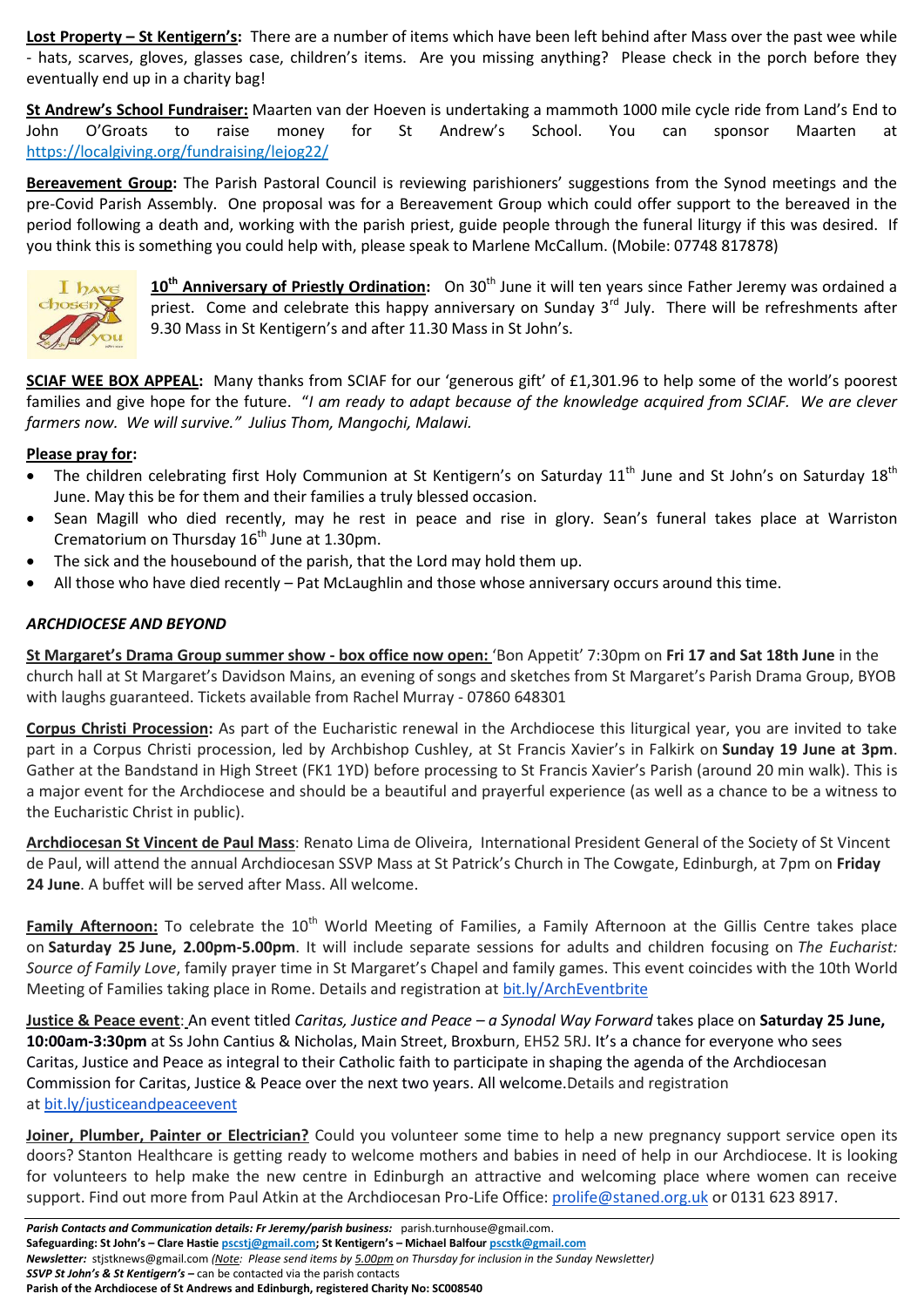**Lost Property – St Kentigern's:** There are a number of items which have been left behind after Mass over the past wee while - hats, scarves, gloves, glasses case, children's items. Are you missing anything? Please check in the porch before they eventually end up in a charity bag!

**St Andrew's School Fundraiser:** Maarten van der Hoeven is undertaking a mammoth 1000 mile cycle ride from Land's End to John O'Groats to raise money for St Andrew's School. You can sponsor Maarten at https://localgiving.org/fundraising/lejog22/

**Bereavement Group:** The Parish Pastoral Council is reviewing parishioners' suggestions from the Synod meetings and the pre-Covid Parish Assembly. One proposal was for a Bereavement Group which could offer support to the bereaved in the period following a death and, working with the parish priest, guide people through the funeral liturgy if this was desired. If you think this is something you could help with, please speak to Marlene McCallum. (Mobile: 07748 817878)

**10th Anniversary of Priestly Ordination:** On 30th June it will ten years since Father Jeremy was ordained a priest. Come and celebrate this happy anniversary on Sunday 3rd July. There will be refreshments after 9.30 Mass in St Kentigern's and after 11.30 Mass in St John's.

**SCIAF WEE BOX APPEAL:** Many thanks from SCIAF for our 'generous gift' of £1,301.96 to help some of the world's poorest families and give hope for the future. *"I am ready to adapt because of the knowledge acquired from SCIAF. We are clever farmers now. We will survive." Julius Thom, Mangochi, Malawi.*

**Please pray for:**

- The children celebrating first Holy Communion at St Kentigern's on Saturday 11th June and St John's on Saturday 18th June. May this be for them and their families a truly blessed occasion.
- Sean Magill who died recently, may he rest in peace and rise in glory. Sean's funeral takes place at Warriston Crematorium on Thursday 16th June at 1.30pm.
- The sick and the housebound of the parish, that the Lord may hold them up.
- All those who have died recently – Pat McLaughlin and those whose anniversary occurs around this time.

*ARCHDIOCESE AND BEYOND*

**St Margaret's Drama Group summer show - box office now open:** 'Bon Appetit' 7:30pm on **Fri 17 and Sat 18th June** in the church hall at St Margaret's Davidson Mains, an evening of songs and sketches from St Margaret's Parish Drama Group, BYOB with laughs guaranteed. Tickets available from Rachel Murray - 07860 648301

**Corpus Christi Procession:** As part of the Eucharistic renewal in the Archdiocese this liturgical year, you are invited to take part in a Corpus Christi procession, led by Archbishop Cushley, at St Francis Xavier's in Falkirk on **Sunday 19 June at 3pm**. Gather at the Bandstand in High Street (FK1 1YD) before processing to St Francis Xavier's Parish (around 20 min walk). This is a major event for the Archdiocese and should be a beautiful and prayerful experience (as well as a chance to be a witness to the Eucharistic Christ in public).

**Archdiocesan St Vincent de Paul Mass:** Renato Lima de Oliveira, International President General of the Society of St Vincent de Paul, will attend the annual Archdiocesan SSVP Mass at St Patrick's Church in The Cowgate, Edinburgh, at 7pm on **Friday 24 June**. A buffet will be served after Mass. All welcome.

**Family Afternoon:** To celebrate the 10th World Meeting of Families, a Family Afternoon at the Gillis Centre takes place on **Saturday 25 June, 2.00pm-5.00pm**. It will include separate sessions for adults and children focusing on *The Eucharist: Source of Family Love*, family prayer time in St Margaret's Chapel and family games. This event coincides with the 10th World Meeting of Families taking place in Rome. Details and registration at bit.ly/ArchEventbrite

**Justice & Peace event:** An event titled *Caritas, Justice and Peace – a Synodal Way Forward* takes place on **Saturday 25 June, 10:00am-3:30pm** at Ss John Cantius & Nicholas, Main Street, Broxburn, EH52 5RJ. It's a chance for everyone who sees Caritas, Justice and Peace as integral to their Catholic faith to participate in shaping the agenda of the Archdiocesan Commission for Caritas, Justice & Peace over the next two years. All welcome. Details and registration at bit.ly/justiceandpeaceevent

**Joiner, Plumber, Painter or Electrician?** Could you volunteer some time to help a new pregnancy support service open its doors? Stanton Healthcare is getting ready to welcome mothers and babies in need of help in our Archdiocese. It is looking for volunteers to help make the new centre in Edinburgh an attractive and welcoming place where women can receive support. Find out more from Paul Atkin at the Archdiocesan Pro-Life Office: prolife@staned.org.uk or 0131 623 8917.

***Parish Contacts and Communication details: Fr Jeremy/parish business:*** parish.turnhouse@gmail.com.
**Safeguarding: St John's – Clare Hastie pscstj@gmail.com; St Kentigern's – Michael Balfour pscstk@gmail.com**
***Newsletter:*** stjstknews@gmail.com *(Note: Please send items by 5.00pm on Thursday for inclusion in the Sunday Newsletter)*
***SSVP St John's & St Kentigern's –*** can be contacted via the parish contacts
**Parish of the Archdiocese of St Andrews and Edinburgh, registered Charity No: SC008540**